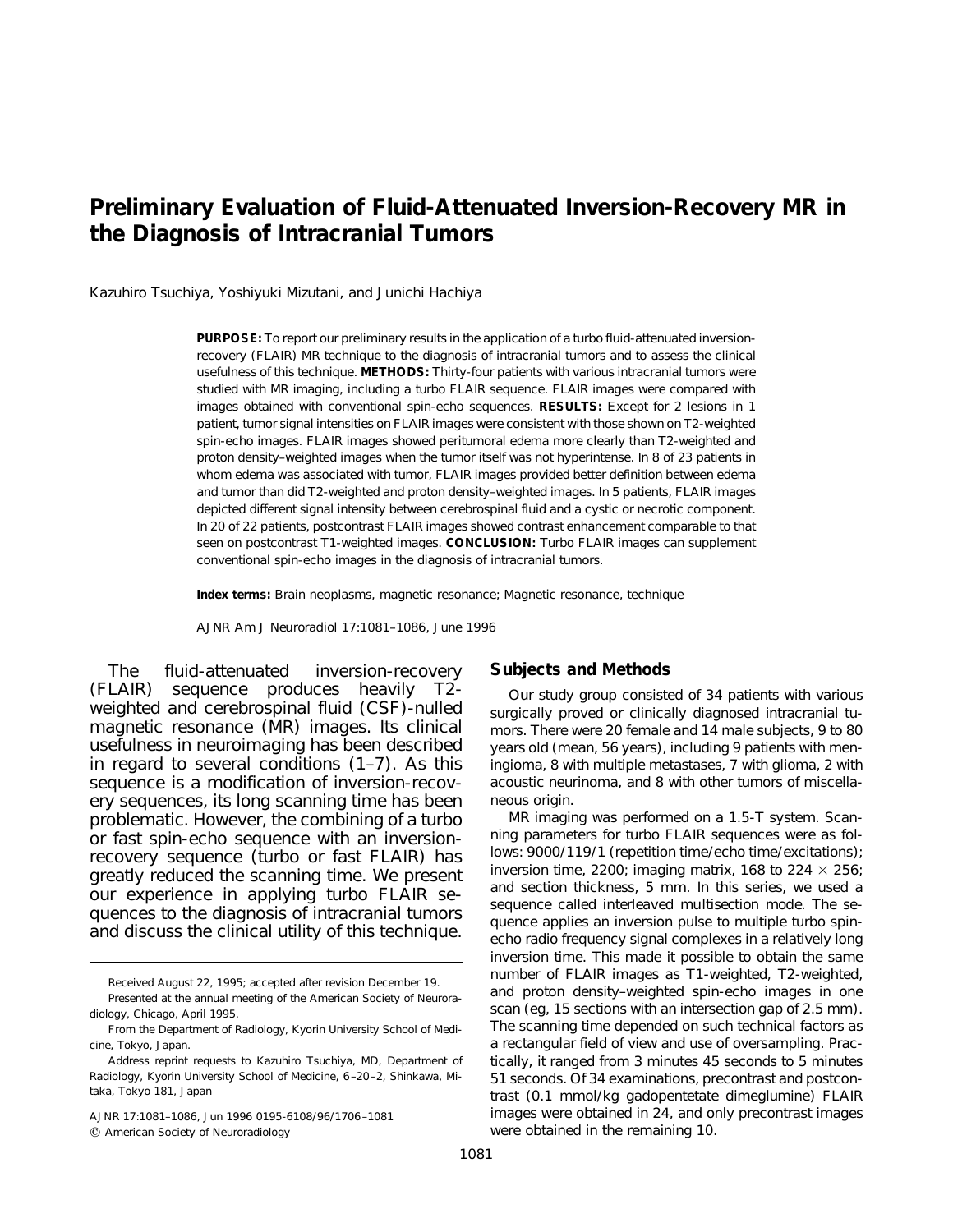# Preliminary Evaluation of Fluid-Attenuated Inversion-Recovery MR in the Diagnosis of Intracranial Tumors

Kazuhiro Tsuchiya, Yoshiyuki Mizutani, and Junichi Hachiya

**PURPOSE:** To report our preliminary results in the application of a turbo fluid-attenuated inversion-recovery (FLAIR) MR technique to the diagnosis of intracranial tumors and to assess the clinical usefulness of this technique. **METHODS:** Thirty-four patients with various intracranial tumors were studied with MR imaging, including a turbo FLAIR sequence. FLAIR images were compared with images obtained with conventional spin-echo sequences. **RESULTS:** Except for 2 lesions in 1 patient, tumor signal intensities on FLAIR images were consistent with those shown on T2-weighted spin-echo images. FLAIR images showed peritumoral edema more clearly than T2-weighted and proton density–weighted images when the tumor itself was not hyperintense. In 8 of 23 patients in whom edema was associated with tumor, FLAIR images provided better definition between edema and tumor than did T2-weighted and proton density–weighted images. In 5 patients, FLAIR images depicted different signal intensity between cerebrospinal fluid and a cystic or necrotic component. In 20 of 22 patients, postcontrast FLAIR images showed contrast enhancement comparable to that seen on postcontrast T1-weighted images. **CONCLUSION:** Turbo FLAIR images can supplement conventional spin-echo images in the diagnosis of intracranial tumors.

**Index terms:** Brain neoplasms, magnetic resonance; Magnetic resonance, technique

AJNR Am J Neuroradiol 17:1081–1086, June 1996

The fluid-attenuated inversion-recovery (FLAIR) sequence produces heavily T2-weighted and cerebrospinal fluid (CSF)-nulled magnetic resonance (MR) images. Its clinical usefulness in neuroimaging has been described in regard to several conditions (1–7). As this sequence is a modification of inversion-recovery sequences, its long scanning time has been problematic. However, the combining of a turbo or fast spin-echo sequence with an inversion-recovery sequence (turbo or fast FLAIR) has greatly reduced the scanning time. We present our experience in applying turbo FLAIR sequences to the diagnosis of intracranial tumors and discuss the clinical utility of this technique.

Received August 22, 1995; accepted after revision December 19.

Presented at the annual meeting of the American Society of Neuroradiology, Chicago, April 1995.

From the Department of Radiology, Kyorin University School of Medicine, Tokyo, Japan.

Address reprint requests to Kazuhiro Tsuchiya, MD, Department of Radiology, Kyorin University School of Medicine, 6–20–2, Shinkawa, Mitaka, Tokyo 181, Japan

AJNR 17:1081–1086, Jun 1996 0195-6108/96/1706–1081
© American Society of Neuroradiology

## Subjects and Methods

Our study group consisted of 34 patients with various surgically proved or clinically diagnosed intracranial tumors. There were 20 female and 14 male subjects, 9 to 80 years old (mean, 56 years), including 9 patients with meningioma, 8 with multiple metastases, 7 with glioma, 2 with acoustic neurinoma, and 8 with other tumors of miscellaneous origin.

MR imaging was performed on a 1.5-T system. Scanning parameters for turbo FLAIR sequences were as follows: 9000/119/1 (repetition time/echo time/excitations); inversion time, 2200; imaging matrix, 168 to 224 $\times$ 256; and section thickness, 5 mm. In this series, we used a sequence called interleaved multisection mode. The sequence applies an inversion pulse to multiple turbo spin-echo radio frequency signal complexes in a relatively long inversion time. This made it possible to obtain the same number of FLAIR images as T1-weighted, T2-weighted, and proton density–weighted spin-echo images in one scan (eg, 15 sections with an intersection gap of 2.5 mm). The scanning time depended on such technical factors as a rectangular field of view and use of oversampling. Practically, it ranged from 3 minutes 45 seconds to 5 minutes 51 seconds. Of 34 examinations, precontrast and postcontrast (0.1 mmol/kg gadopentetate dimeglumine) FLAIR images were obtained in 24, and only precontrast images were obtained in the remaining 10.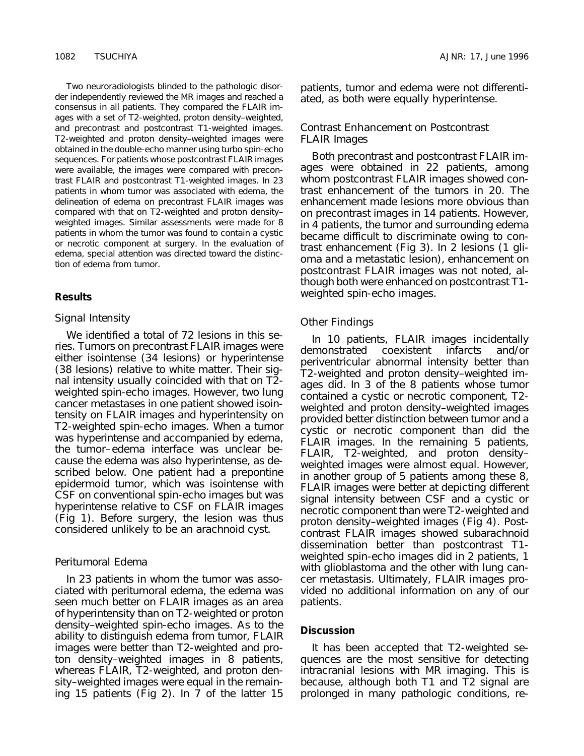Two neuroradiologists blinded to the pathologic disorder independently reviewed the MR images and reached a consensus in all patients. They compared the FLAIR images with a set of T2-weighted, proton density–weighted, and precontrast and postcontrast T1-weighted images. T2-weighted and proton density–weighted images were obtained in the double-echo manner using turbo spin-echo sequences. For patients whose postcontrast FLAIR images were available, the images were compared with precontrast FLAIR and postcontrast T1-weighted images. In 23 patients in whom tumor was associated with edema, the delineation of edema on precontrast FLAIR images was compared with that on T2-weighted and proton density–weighted images. Similar assessments were made for 8 patients in whom the tumor was found to contain a cystic or necrotic component at surgery. In the evaluation of edema, special attention was directed toward the distinction of edema from tumor.

## Results

### Signal Intensity

We identified a total of 72 lesions in this series. Tumors on precontrast FLAIR images were either isointense (34 lesions) or hyperintense (38 lesions) relative to white matter. Their signal intensity usually coincided with that on T2-weighted spin-echo images. However, two lung cancer metastases in one patient showed isointensity on FLAIR images and hyperintensity on T2-weighted spin-echo images. When a tumor was hyperintense and accompanied by edema, the tumor–edema interface was unclear because the edema was also hyperintense, as described below. One patient had a prepontine epidermoid tumor, which was isointense with CSF on conventional spin-echo images but was hyperintense relative to CSF on FLAIR images (Fig 1). Before surgery, the lesion was thus considered unlikely to be an arachnoid cyst.

### Peritumoral Edema

In 23 patients in whom the tumor was associated with peritumoral edema, the edema was seen much better on FLAIR images as an area of hyperintensity than on T2-weighted or proton density–weighted spin-echo images. As to the ability to distinguish edema from tumor, FLAIR images were better than T2-weighted and proton density–weighted images in 8 patients, whereas FLAIR, T2-weighted, and proton density–weighted images were equal in the remaining 15 patients (Fig 2). In 7 of the latter 15 patients, tumor and edema were not differentiated, as both were equally hyperintense.

### Contrast Enhancement on Postcontrast FLAIR Images

Both precontrast and postcontrast FLAIR images were obtained in 22 patients, among whom postcontrast FLAIR images showed contrast enhancement of the tumors in 20. The enhancement made lesions more obvious than on precontrast images in 14 patients. However, in 4 patients, the tumor and surrounding edema became difficult to discriminate owing to contrast enhancement (Fig 3). In 2 lesions (1 glioma and a metastatic lesion), enhancement on postcontrast FLAIR images was not noted, although both were enhanced on postcontrast T1-weighted spin-echo images.

### Other Findings

In 10 patients, FLAIR images incidentally demonstrated coexistent infarcts and/or periventricular abnormal intensity better than T2-weighted and proton density–weighted images did. In 3 of the 8 patients whose tumor contained a cystic or necrotic component, T2-weighted and proton density–weighted images provided better distinction between tumor and a cystic or necrotic component than did the FLAIR images. In the remaining 5 patients, FLAIR, T2-weighted, and proton density–weighted images were almost equal. However, in another group of 5 patients among these 8, FLAIR images were better at depicting different signal intensity between CSF and a cystic or necrotic component than were T2-weighted and proton density–weighted images (Fig 4). Postcontrast FLAIR images showed subarachnoid dissemination better than postcontrast T1-weighted spin-echo images did in 2 patients, 1 with glioblastoma and the other with lung cancer metastasis. Ultimately, FLAIR images provided no additional information on any of our patients.

## Discussion

It has been accepted that T2-weighted sequences are the most sensitive for detecting intracranial lesions with MR imaging. This is because, although both T1 and T2 signal are prolonged in many pathologic conditions, re-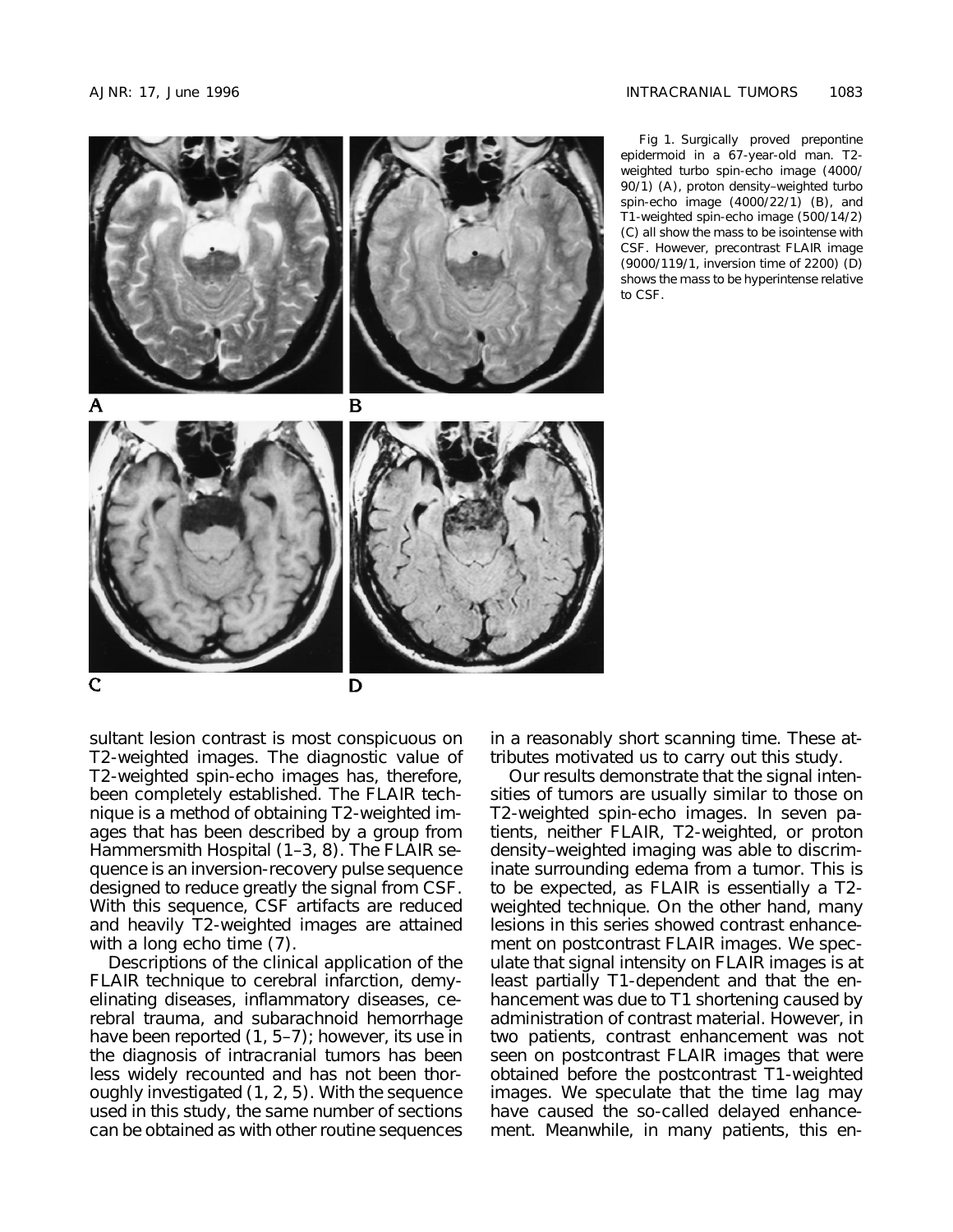Fig 1. Surgically proved prepontine epidermoid in a 67-year-old man. T2-weighted turbo spin-echo image (4000/90/1) (A), proton density–weighted turbo spin-echo image (4000/22/1) (B), and T1-weighted spin-echo image (500/14/2) (C) all show the mass to be isointense with CSF. However, precontrast FLAIR image (9000/119/1, inversion time of 2200) (D) shows the mass to be hyperintense relative to CSF.

sultant lesion contrast is most conspicuous on T2-weighted images. The diagnostic value of T2-weighted spin-echo images has, therefore, been completely established. The FLAIR technique is a method of obtaining T2-weighted images that has been described by a group from Hammersmith Hospital (1–3, 8). The FLAIR sequence is an inversion-recovery pulse sequence designed to reduce greatly the signal from CSF. With this sequence, CSF artifacts are reduced and heavily T2-weighted images are attained with a long echo time (7).

Descriptions of the clinical application of the FLAIR technique to cerebral infarction, demyelinating diseases, inflammatory diseases, cerebral trauma, and subarachnoid hemorrhage have been reported (1, 5–7); however, its use in the diagnosis of intracranial tumors has been less widely recounted and has not been thoroughly investigated (1, 2, 5). With the sequence used in this study, the same number of sections can be obtained as with other routine sequences in a reasonably short scanning time. These attributes motivated us to carry out this study.

Our results demonstrate that the signal intensities of tumors are usually similar to those on T2-weighted spin-echo images. In seven patients, neither FLAIR, T2-weighted, or proton density–weighted imaging was able to discriminate surrounding edema from a tumor. This is to be expected, as FLAIR is essentially a T2-weighted technique. On the other hand, many lesions in this series showed contrast enhancement on postcontrast FLAIR images. We speculate that signal intensity on FLAIR images is at least partially T1-dependent and that the enhancement was due to T1 shortening caused by administration of contrast material. However, in two patients, contrast enhancement was not seen on postcontrast FLAIR images that were obtained before the postcontrast T1-weighted images. We speculate that the time lag may have caused the so-called delayed enhancement. Meanwhile, in many patients, this en-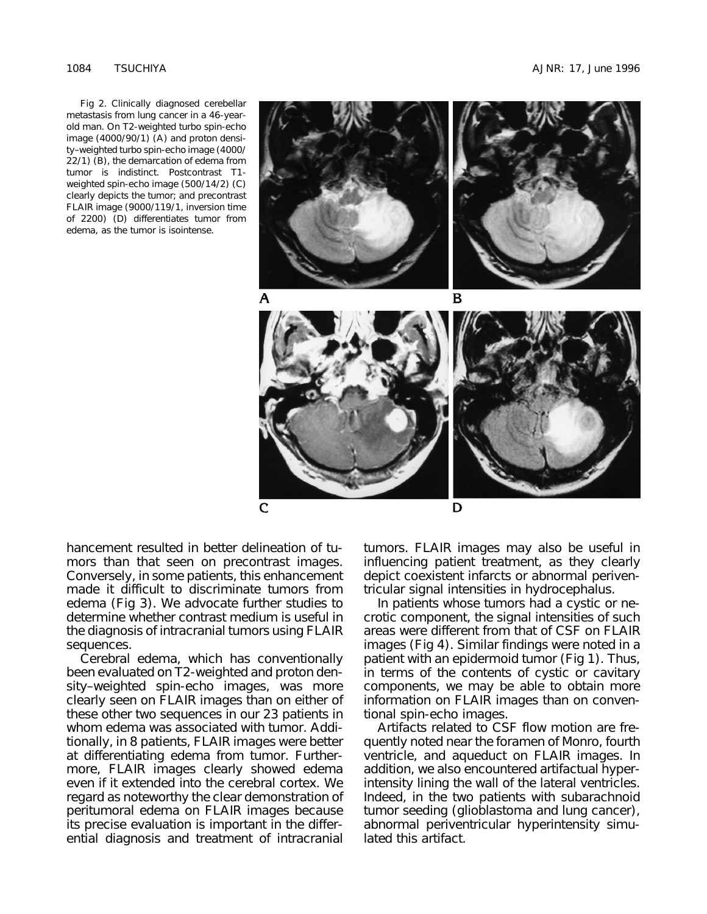Fig 2. Clinically diagnosed cerebellar metastasis from lung cancer in a 46-year-old man. On T2-weighted turbo spin-echo image (4000/90/1) (A) and proton density–weighted turbo spin-echo image (4000/22/1) (B), the demarcation of edema from tumor is indistinct. Postcontrast T1-weighted spin-echo image (500/14/2) (C) clearly depicts the tumor; and precontrast FLAIR image (9000/119/1, inversion time of 2200) (D) differentiates tumor from edema, as the tumor is isointense.

hancement resulted in better delineation of tumors than that seen on precontrast images. Conversely, in some patients, this enhancement made it difficult to discriminate tumors from edema (Fig 3). We advocate further studies to determine whether contrast medium is useful in the diagnosis of intracranial tumors using FLAIR sequences.

Cerebral edema, which has conventionally been evaluated on T2-weighted and proton density–weighted spin-echo images, was more clearly seen on FLAIR images than on either of these other two sequences in our 23 patients in whom edema was associated with tumor. Additionally, in 8 patients, FLAIR images were better at differentiating edema from tumor. Furthermore, FLAIR images clearly showed edema even if it extended into the cerebral cortex. We regard as noteworthy the clear demonstration of peritumoral edema on FLAIR images because its precise evaluation is important in the differential diagnosis and treatment of intracranial tumors. FLAIR images may also be useful in influencing patient treatment, as they clearly depict coexistent infarcts or abnormal periventricular signal intensities in hydrocephalus.

In patients whose tumors had a cystic or necrotic component, the signal intensities of such areas were different from that of CSF on FLAIR images (Fig 4). Similar findings were noted in a patient with an epidermoid tumor (Fig 1). Thus, in terms of the contents of cystic or cavitary components, we may be able to obtain more information on FLAIR images than on conventional spin-echo images.

Artifacts related to CSF flow motion are frequently noted near the foramen of Monro, fourth ventricle, and aqueduct on FLAIR images. In addition, we also encountered artifactual hyperintensity lining the wall of the lateral ventricles. Indeed, in the two patients with subarachnoid tumor seeding (glioblastoma and lung cancer), abnormal periventricular hyperintensity simulated this artifact.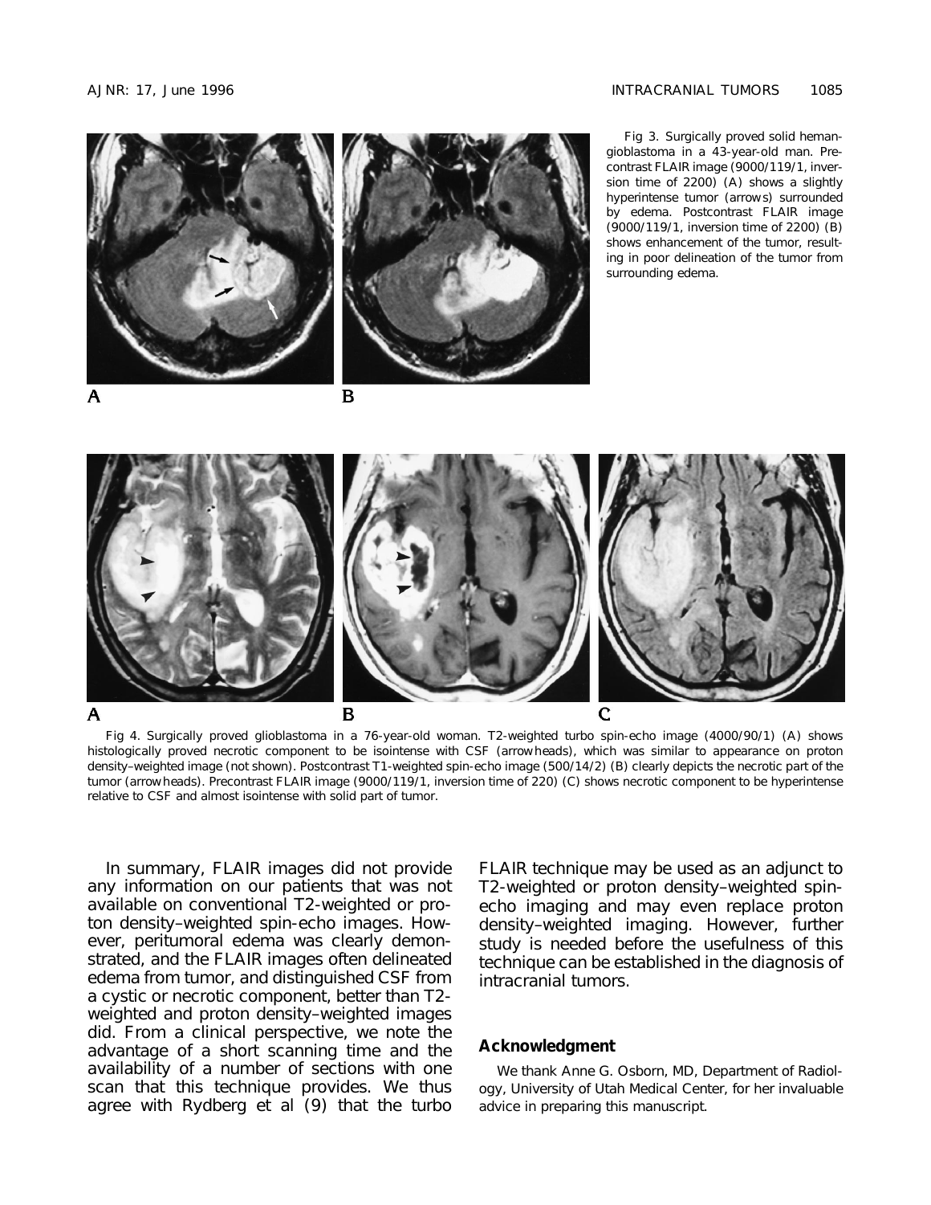Fig 3. Surgically proved solid hemangioblastoma in a 43-year-old man. Precontrast FLAIR image (9000/119/1, inversion time of 2200) (A) shows a slightly hyperintense tumor (arrows) surrounded by edema. Postcontrast FLAIR image (9000/119/1, inversion time of 2200) (B) shows enhancement of the tumor, resulting in poor delineation of the tumor from surrounding edema.

Fig 4. Surgically proved glioblastoma in a 76-year-old woman. T2-weighted turbo spin-echo image (4000/90/1) (A) shows histologically proved necrotic component to be isointense with CSF (arrowheads), which was similar to appearance on proton density–weighted image (not shown). Postcontrast T1-weighted spin-echo image (500/14/2) (B) clearly depicts the necrotic part of the tumor (arrowheads). Precontrast FLAIR image (9000/119/1, inversion time of 220) (C) shows necrotic component to be hyperintense relative to CSF and almost isointense with solid part of tumor.

In summary, FLAIR images did not provide any information on our patients that was not available on conventional T2-weighted or proton density–weighted spin-echo images. However, peritumoral edema was clearly demonstrated, and the FLAIR images often delineated edema from tumor, and distinguished CSF from a cystic or necrotic component, better than T2-weighted and proton density–weighted images did. From a clinical perspective, we note the advantage of a short scanning time and the availability of a number of sections with one scan that this technique provides. We thus agree with Rydberg et al (9) that the turbo FLAIR technique may be used as an adjunct to T2-weighted or proton density–weighted spin-echo imaging and may even replace proton density–weighted imaging. However, further study is needed before the usefulness of this technique can be established in the diagnosis of intracranial tumors.

## Acknowledgment

We thank Anne G. Osborn, MD, Department of Radiology, University of Utah Medical Center, for her invaluable advice in preparing this manuscript.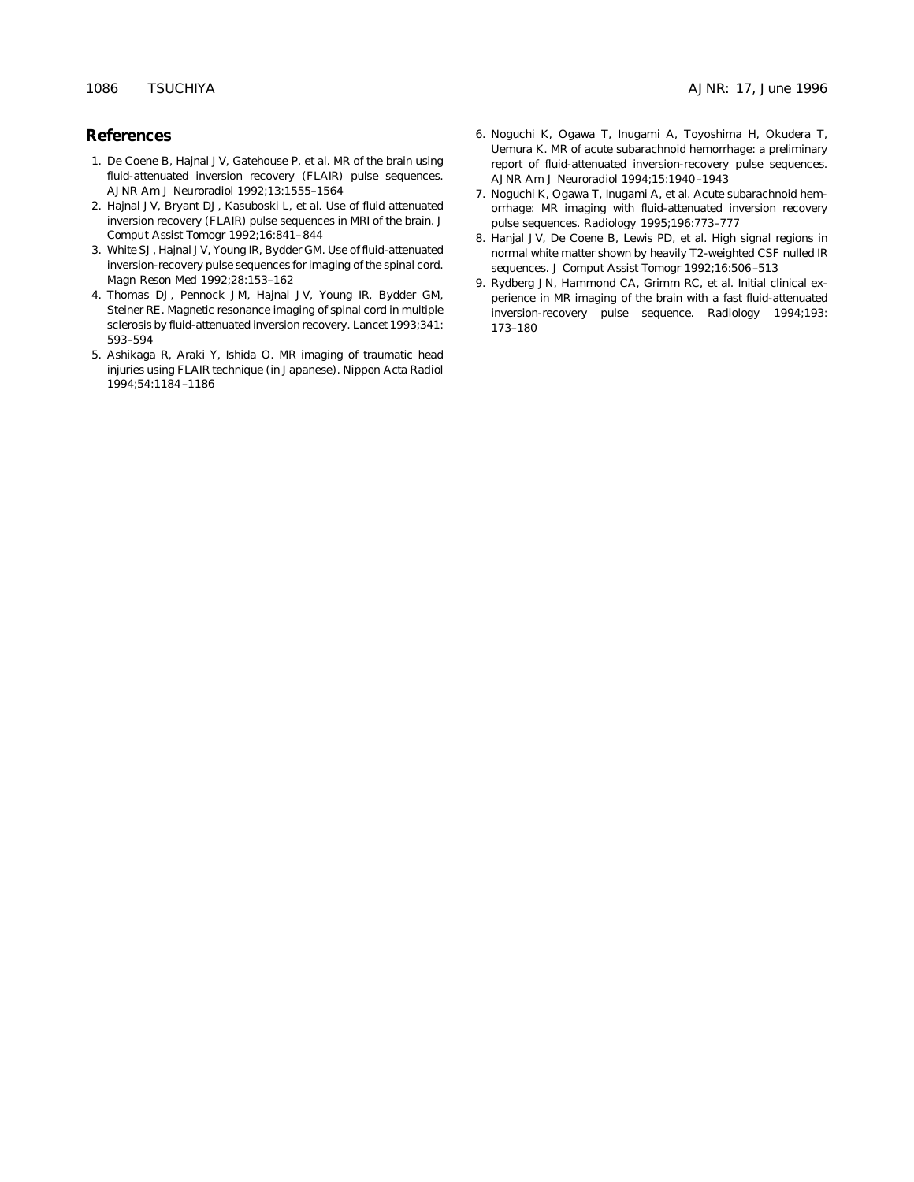## References

1. De Coene B, Hajnal JV, Gatehouse P, et al. MR of the brain using fluid-attenuated inversion recovery (FLAIR) pulse sequences. AJNR Am J Neuroradiol 1992;13:1555–1564
2. Hajnal JV, Bryant DJ, Kasuboski L, et al. Use of fluid attenuated inversion recovery (FLAIR) pulse sequences in MRI of the brain. J Comput Assist Tomogr 1992;16:841–844
3. White SJ, Hajnal JV, Young IR, Bydder GM. Use of fluid-attenuated inversion-recovery pulse sequences for imaging of the spinal cord. Magn Reson Med 1992;28:153–162
4. Thomas DJ, Pennock JM, Hajnal JV, Young IR, Bydder GM, Steiner RE. Magnetic resonance imaging of spinal cord in multiple sclerosis by fluid-attenuated inversion recovery. Lancet 1993;341: 593–594
5. Ashikaga R, Araki Y, Ishida O. MR imaging of traumatic head injuries using FLAIR technique (in Japanese). Nippon Acta Radiol 1994;54:1184–1186
6. Noguchi K, Ogawa T, Inugami A, Toyoshima H, Okudera T, Uemura K. MR of acute subarachnoid hemorrhage: a preliminary report of fluid-attenuated inversion-recovery pulse sequences. AJNR Am J Neuroradiol 1994;15:1940–1943
7. Noguchi K, Ogawa T, Inugami A, et al. Acute subarachnoid hemorrhage: MR imaging with fluid-attenuated inversion recovery pulse sequences. Radiology 1995;196:773–777
8. Hanjal JV, De Coene B, Lewis PD, et al. High signal regions in normal white matter shown by heavily T2-weighted CSF nulled IR sequences. J Comput Assist Tomogr 1992;16:506–513
9. Rydberg JN, Hammond CA, Grimm RC, et al. Initial clinical experience in MR imaging of the brain with a fast fluid-attenuated inversion-recovery pulse sequence. Radiology 1994;193: 173–180